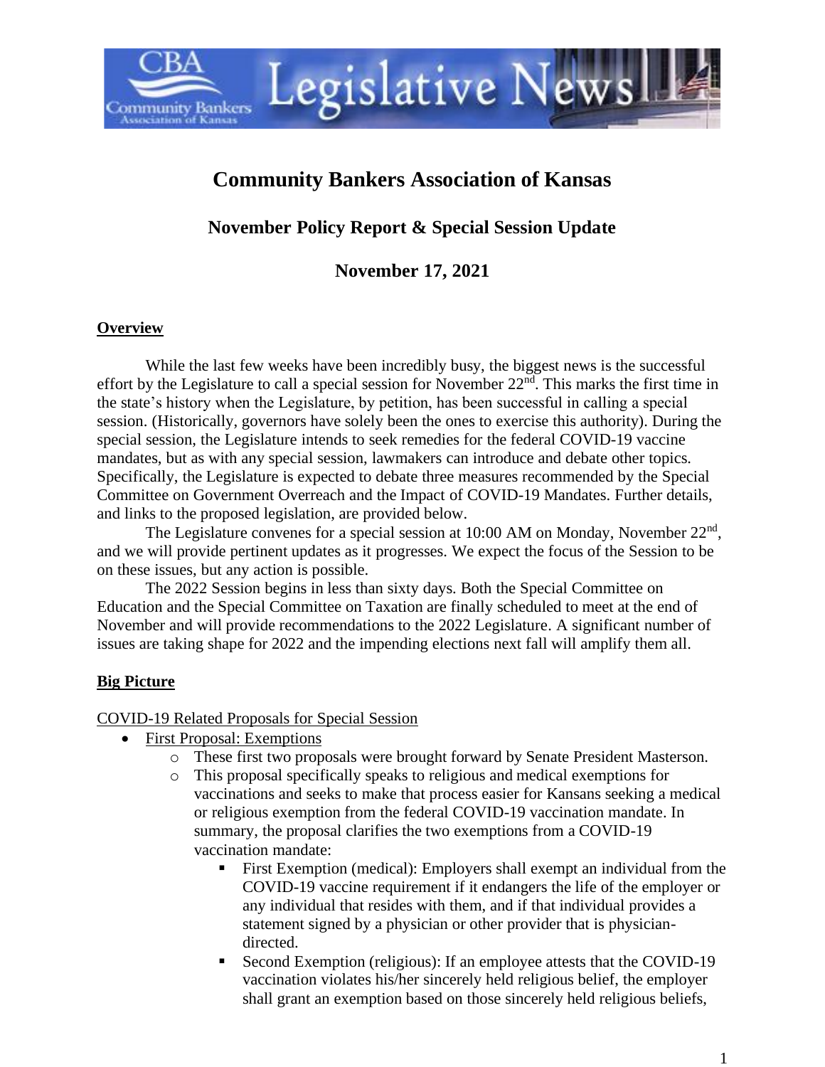# Community Bankers Association of Kansas

## November Policy Report & Special Session Update

## November 17, 2021

**Overview**

While the last few weeks have been incredibly busy, the biggest news is the successful effort by the Legislature to call a special session for November 22nd. This marks the first time in the state's history when the Legislature, by petition, has been successful in calling a special session. (Historically, governors have solely been the ones to exercise this authority). During the special session, the Legislature intends to seek remedies for the federal COVID-19 vaccine mandates, but as with any special session, lawmakers can introduce and debate other topics. Specifically, the Legislature is expected to debate three measures recommended by the Special Committee on Government Overreach and the Impact of COVID-19 Mandates. Further details, and links to the proposed legislation, are provided below.

The Legislature convenes for a special session at 10:00 AM on Monday, November 22nd, and we will provide pertinent updates as it progresses. We expect the focus of the Session to be on these issues, but any action is possible.

The 2022 Session begins in less than sixty days. Both the Special Committee on Education and the Special Committee on Taxation are finally scheduled to meet at the end of November and will provide recommendations to the 2022 Legislature. A significant number of issues are taking shape for 2022 and the impending elections next fall will amplify them all.

**Big Picture**

COVID-19 Related Proposals for Special Session

- First Proposal: Exemptions
  - These first two proposals were brought forward by Senate President Masterson.
  - This proposal specifically speaks to religious and medical exemptions for vaccinations and seeks to make that process easier for Kansans seeking a medical or religious exemption from the federal COVID-19 vaccination mandate. In summary, the proposal clarifies the two exemptions from a COVID-19 vaccination mandate:
    - First Exemption (medical): Employers shall exempt an individual from the COVID-19 vaccine requirement if it endangers the life of the employer or any individual that resides with them, and if that individual provides a statement signed by a physician or other provider that is physician-directed.
    - Second Exemption (religious): If an employee attests that the COVID-19 vaccination violates his/her sincerely held religious belief, the employer shall grant an exemption based on those sincerely held religious beliefs,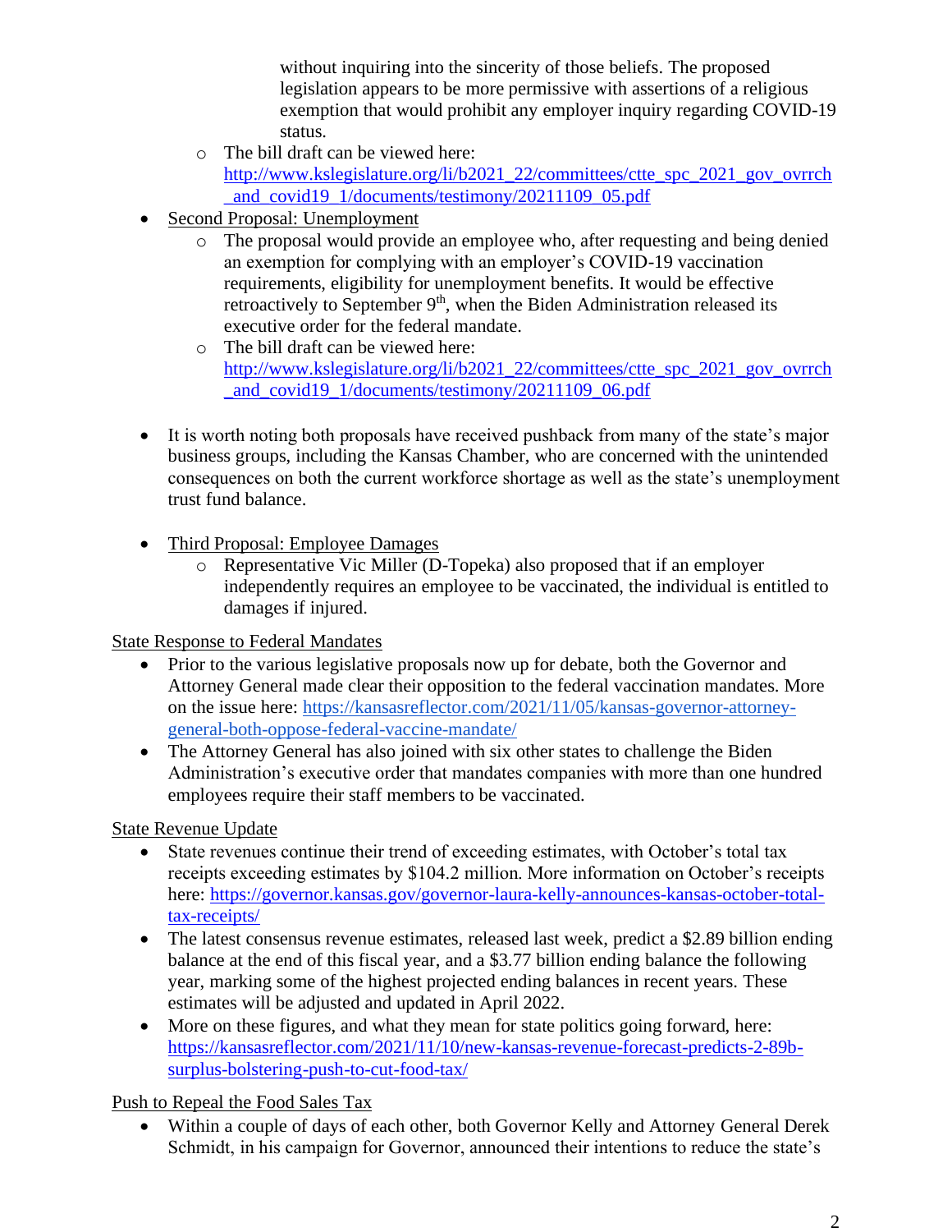without inquiring into the sincerity of those beliefs. The proposed legislation appears to be more permissive with assertions of a religious exemption that would prohibit any employer inquiry regarding COVID-19 status.
  - The bill draft can be viewed here: http://www.kslegislature.org/li/b2021_22/committees/ctte_spc_2021_gov_ovrrch_and_covid19_1/documents/testimony/20211109_05.pdf

- Second Proposal: Unemployment
  - The proposal would provide an employee who, after requesting and being denied an exemption for complying with an employer's COVID-19 vaccination requirements, eligibility for unemployment benefits. It would be effective retroactively to September 9th, when the Biden Administration released its executive order for the federal mandate.
  - The bill draft can be viewed here: http://www.kslegislature.org/li/b2021_22/committees/ctte_spc_2021_gov_ovrrch_and_covid19_1/documents/testimony/20211109_06.pdf

- It is worth noting both proposals have received pushback from many of the state's major business groups, including the Kansas Chamber, who are concerned with the unintended consequences on both the current workforce shortage as well as the state's unemployment trust fund balance.

- Third Proposal: Employee Damages
  - Representative Vic Miller (D-Topeka) also proposed that if an employer independently requires an employee to be vaccinated, the individual is entitled to damages if injured.

State Response to Federal Mandates

- Prior to the various legislative proposals now up for debate, both the Governor and Attorney General made clear their opposition to the federal vaccination mandates. More on the issue here: https://kansasreflector.com/2021/11/05/kansas-governor-attorney-general-both-oppose-federal-vaccine-mandate/
- The Attorney General has also joined with six other states to challenge the Biden Administration's executive order that mandates companies with more than one hundred employees require their staff members to be vaccinated.

State Revenue Update

- State revenues continue their trend of exceeding estimates, with October's total tax receipts exceeding estimates by $104.2 million. More information on October's receipts here: https://governor.kansas.gov/governor-laura-kelly-announces-kansas-october-total-tax-receipts/
- The latest consensus revenue estimates, released last week, predict a $2.89 billion ending balance at the end of this fiscal year, and a $3.77 billion ending balance the following year, marking some of the highest projected ending balances in recent years. These estimates will be adjusted and updated in April 2022.
- More on these figures, and what they mean for state politics going forward, here: https://kansasreflector.com/2021/11/10/new-kansas-revenue-forecast-predicts-2-89b-surplus-bolstering-push-to-cut-food-tax/

Push to Repeal the Food Sales Tax

- Within a couple of days of each other, both Governor Kelly and Attorney General Derek Schmidt, in his campaign for Governor, announced their intentions to reduce the state's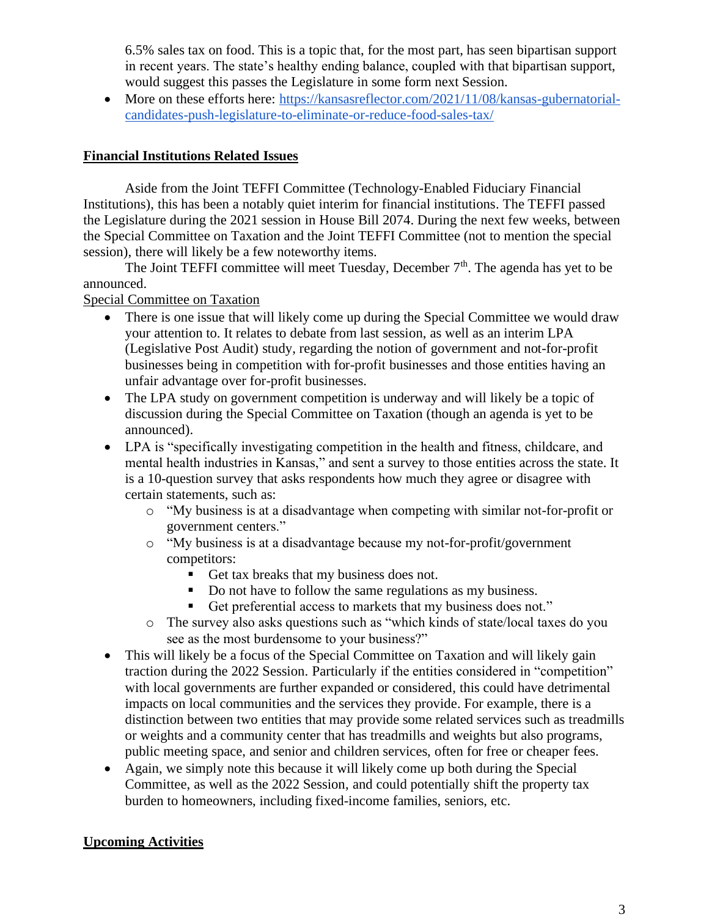6.5% sales tax on food. This is a topic that, for the most part, has seen bipartisan support in recent years. The state's healthy ending balance, coupled with that bipartisan support, would suggest this passes the Legislature in some form next Session.

- More on these efforts here: https://kansasreflector.com/2021/11/08/kansas-gubernatorial-candidates-push-legislature-to-eliminate-or-reduce-food-sales-tax/

## Financial Institutions Related Issues

Aside from the Joint TEFFI Committee (Technology-Enabled Fiduciary Financial Institutions), this has been a notably quiet interim for financial institutions. The TEFFI passed the Legislature during the 2021 session in House Bill 2074. During the next few weeks, between the Special Committee on Taxation and the Joint TEFFI Committee (not to mention the special session), there will likely be a few noteworthy items.

The Joint TEFFI committee will meet Tuesday, December 7th. The agenda has yet to be announced.

### Special Committee on Taxation

- There is one issue that will likely come up during the Special Committee we would draw your attention to. It relates to debate from last session, as well as an interim LPA (Legislative Post Audit) study, regarding the notion of government and not-for-profit businesses being in competition with for-profit businesses and those entities having an unfair advantage over for-profit businesses.
- The LPA study on government competition is underway and will likely be a topic of discussion during the Special Committee on Taxation (though an agenda is yet to be announced).
- LPA is "specifically investigating competition in the health and fitness, childcare, and mental health industries in Kansas," and sent a survey to those entities across the state. It is a 10-question survey that asks respondents how much they agree or disagree with certain statements, such as:
  - "My business is at a disadvantage when competing with similar not-for-profit or government centers."
  - "My business is at a disadvantage because my not-for-profit/government competitors:
    - Get tax breaks that my business does not.
    - Do not have to follow the same regulations as my business.
    - Get preferential access to markets that my business does not."
  - The survey also asks questions such as "which kinds of state/local taxes do you see as the most burdensome to your business?"
- This will likely be a focus of the Special Committee on Taxation and will likely gain traction during the 2022 Session. Particularly if the entities considered in "competition" with local governments are further expanded or considered, this could have detrimental impacts on local communities and the services they provide. For example, there is a distinction between two entities that may provide some related services such as treadmills or weights and a community center that has treadmills and weights but also programs, public meeting space, and senior and children services, often for free or cheaper fees.
- Again, we simply note this because it will likely come up both during the Special Committee, as well as the 2022 Session, and could potentially shift the property tax burden to homeowners, including fixed-income families, seniors, etc.

## Upcoming Activities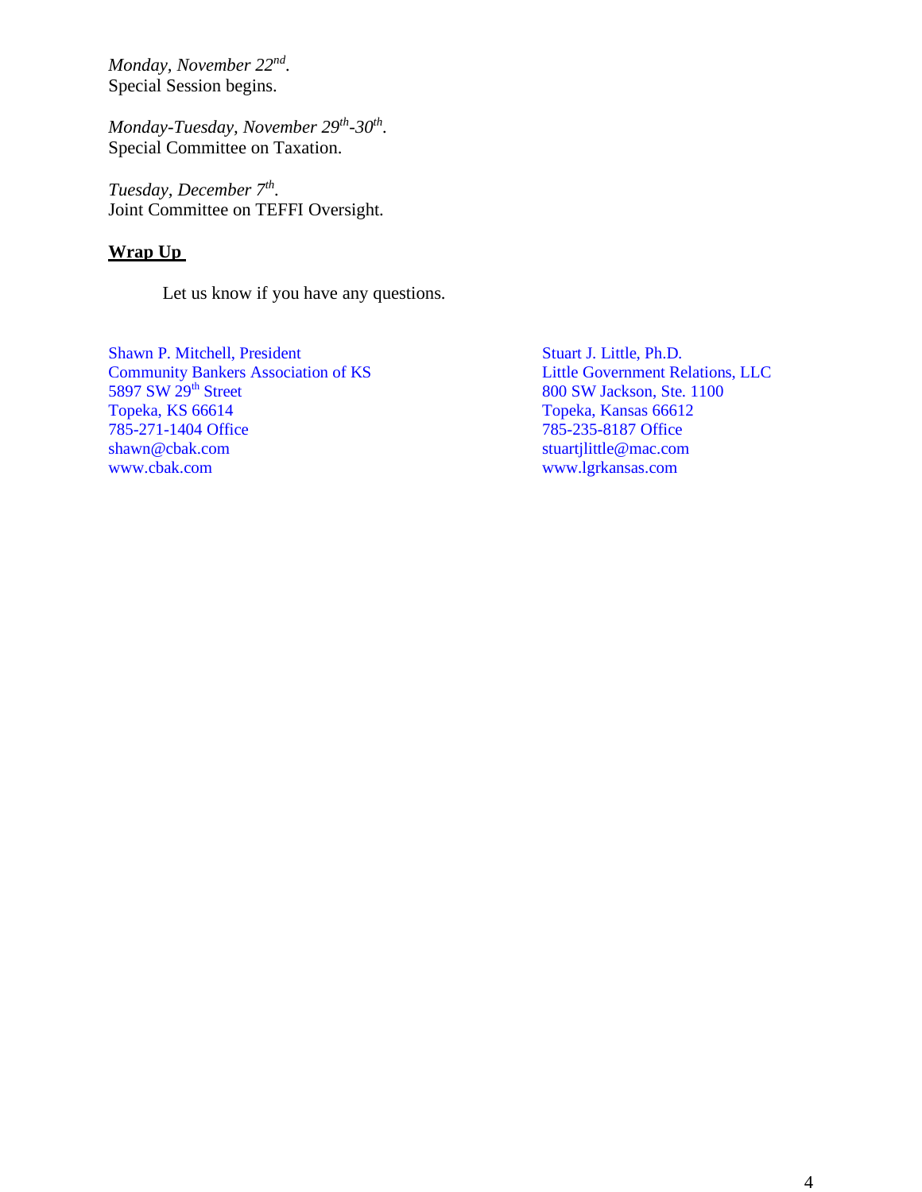*Monday, November 22nd.*
Special Session begins.

*Monday-Tuesday, November 29th-30th.*
Special Committee on Taxation.

*Tuesday, December 7th.*
Joint Committee on TEFFI Oversight.

## **Wrap Up**

Let us know if you have any questions.

Shawn P. Mitchell, President
Community Bankers Association of KS
5897 SW 29th Street
Topeka, KS 66614
785-271-1404 Office
shawn@cbak.com
www.cbak.com

Stuart J. Little, Ph.D.
Little Government Relations, LLC
800 SW Jackson, Ste. 1100
Topeka, Kansas 66612
785-235-8187 Office
stuartjlittle@mac.com
www.lgrkansas.com